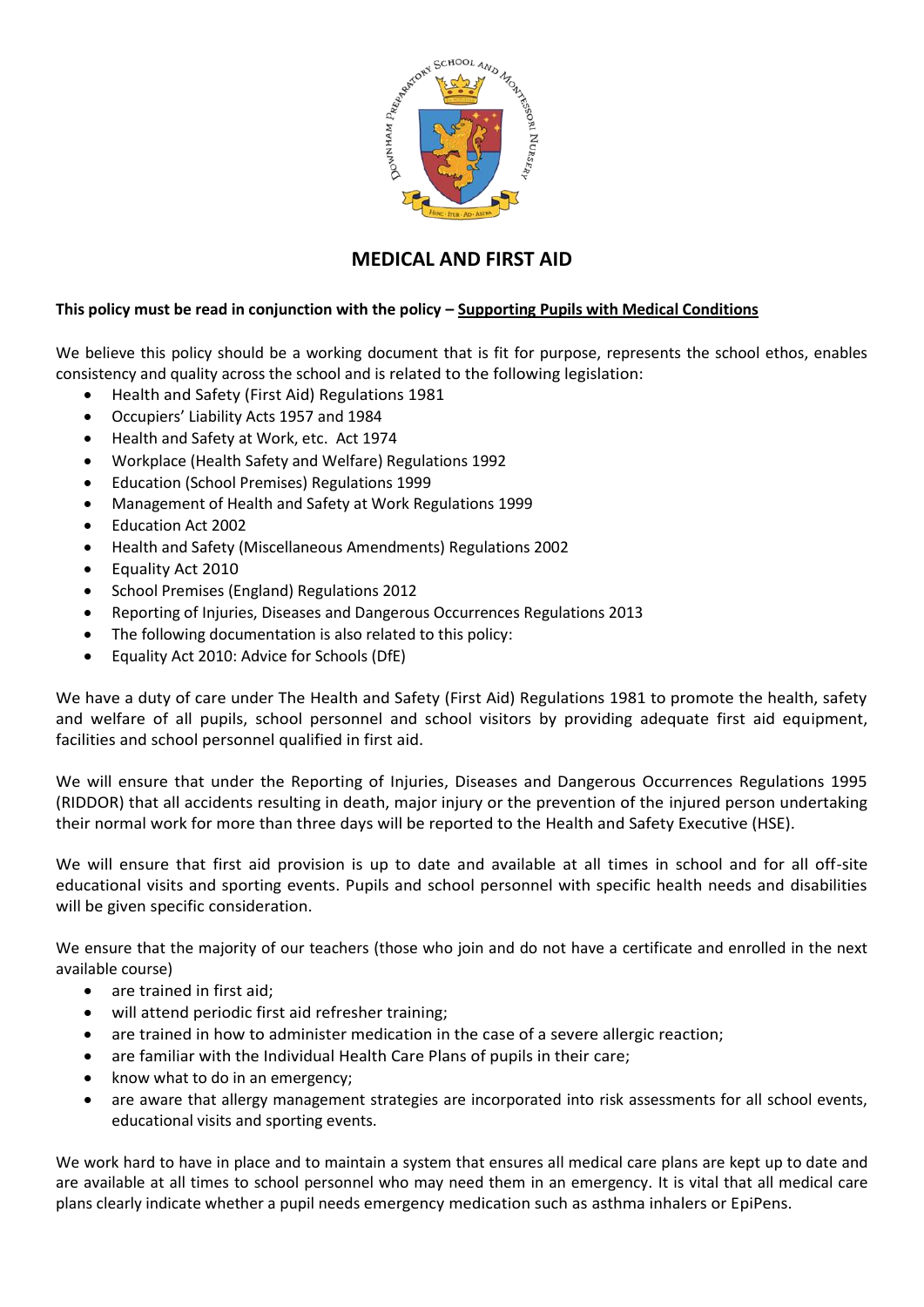# MEDICAL AND FIRST AID

**This policy must be read in conjunction with the policy – <u>Supporting Pupils with Medical Conditions</u>**

We believe this policy should be a working document that is fit for purpose, represents the school ethos, enables consistency and quality across the school and is related to the following legislation:

- Health and Safety (First Aid) Regulations 1981
- Occupiers' Liability Acts 1957 and 1984
- Health and Safety at Work, etc. Act 1974
- Workplace (Health Safety and Welfare) Regulations 1992
- Education (School Premises) Regulations 1999
- Management of Health and Safety at Work Regulations 1999
- Education Act 2002
- Health and Safety (Miscellaneous Amendments) Regulations 2002
- Equality Act 2010
- School Premises (England) Regulations 2012
- Reporting of Injuries, Diseases and Dangerous Occurrences Regulations 2013
- The following documentation is also related to this policy:
- Equality Act 2010: Advice for Schools (DfE)

We have a duty of care under The Health and Safety (First Aid) Regulations 1981 to promote the health, safety and welfare of all pupils, school personnel and school visitors by providing adequate first aid equipment, facilities and school personnel qualified in first aid.

We will ensure that under the Reporting of Injuries, Diseases and Dangerous Occurrences Regulations 1995 (RIDDOR) that all accidents resulting in death, major injury or the prevention of the injured person undertaking their normal work for more than three days will be reported to the Health and Safety Executive (HSE).

We will ensure that first aid provision is up to date and available at all times in school and for all off-site educational visits and sporting events. Pupils and school personnel with specific health needs and disabilities will be given specific consideration.

We ensure that the majority of our teachers (those who join and do not have a certificate and enrolled in the next available course)

- are trained in first aid;
- will attend periodic first aid refresher training;
- are trained in how to administer medication in the case of a severe allergic reaction;
- are familiar with the Individual Health Care Plans of pupils in their care;
- know what to do in an emergency;
- are aware that allergy management strategies are incorporated into risk assessments for all school events, educational visits and sporting events.

We work hard to have in place and to maintain a system that ensures all medical care plans are kept up to date and are available at all times to school personnel who may need them in an emergency. It is vital that all medical care plans clearly indicate whether a pupil needs emergency medication such as asthma inhalers or EpiPens.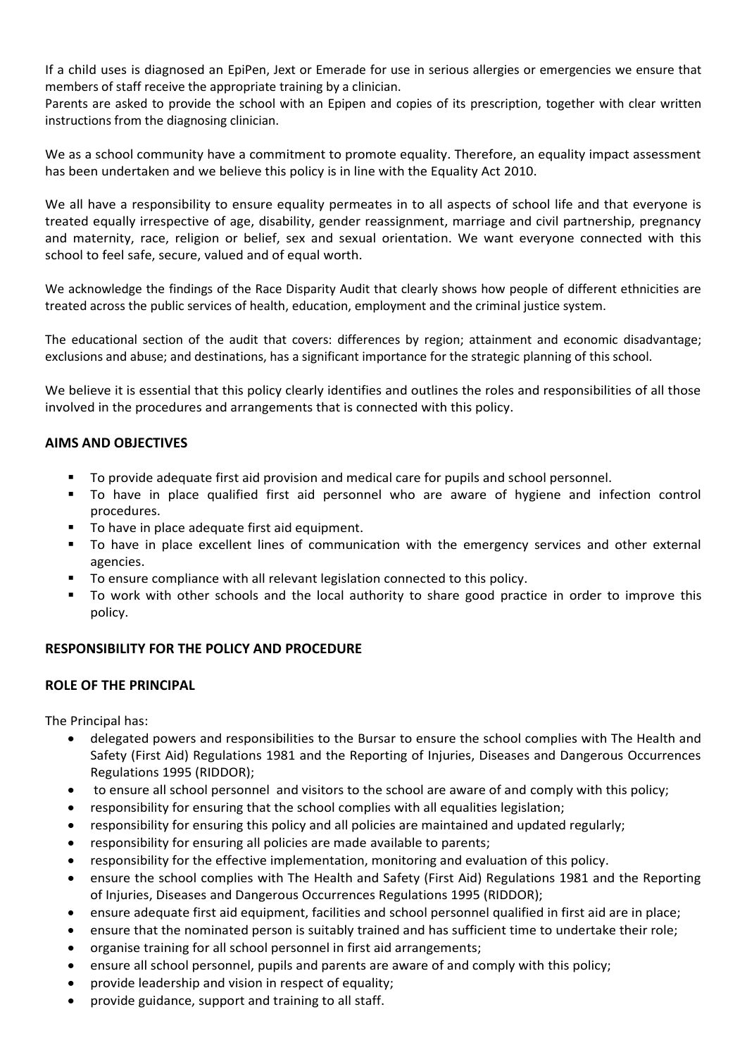If a child uses is diagnosed an EpiPen, Jext or Emerade for use in serious allergies or emergencies we ensure that members of staff receive the appropriate training by a clinician.

Parents are asked to provide the school with an Epipen and copies of its prescription, together with clear written instructions from the diagnosing clinician.

We as a school community have a commitment to promote equality. Therefore, an equality impact assessment has been undertaken and we believe this policy is in line with the Equality Act 2010.

We all have a responsibility to ensure equality permeates in to all aspects of school life and that everyone is treated equally irrespective of age, disability, gender reassignment, marriage and civil partnership, pregnancy and maternity, race, religion or belief, sex and sexual orientation. We want everyone connected with this school to feel safe, secure, valued and of equal worth.

We acknowledge the findings of the Race Disparity Audit that clearly shows how people of different ethnicities are treated across the public services of health, education, employment and the criminal justice system.

The educational section of the audit that covers: differences by region; attainment and economic disadvantage; exclusions and abuse; and destinations, has a significant importance for the strategic planning of this school.

We believe it is essential that this policy clearly identifies and outlines the roles and responsibilities of all those involved in the procedures and arrangements that is connected with this policy.

## AIMS AND OBJECTIVES

- To provide adequate first aid provision and medical care for pupils and school personnel.
- To have in place qualified first aid personnel who are aware of hygiene and infection control procedures.
- To have in place adequate first aid equipment.
- To have in place excellent lines of communication with the emergency services and other external agencies.
- To ensure compliance with all relevant legislation connected to this policy.
- To work with other schools and the local authority to share good practice in order to improve this policy.

## RESPONSIBILITY FOR THE POLICY AND PROCEDURE

## ROLE OF THE PRINCIPAL

The Principal has:

- delegated powers and responsibilities to the Bursar to ensure the school complies with The Health and Safety (First Aid) Regulations 1981 and the Reporting of Injuries, Diseases and Dangerous Occurrences Regulations 1995 (RIDDOR);
- to ensure all school personnel and visitors to the school are aware of and comply with this policy;
- responsibility for ensuring that the school complies with all equalities legislation;
- responsibility for ensuring this policy and all policies are maintained and updated regularly;
- responsibility for ensuring all policies are made available to parents;
- responsibility for the effective implementation, monitoring and evaluation of this policy.
- ensure the school complies with The Health and Safety (First Aid) Regulations 1981 and the Reporting of Injuries, Diseases and Dangerous Occurrences Regulations 1995 (RIDDOR);
- ensure adequate first aid equipment, facilities and school personnel qualified in first aid are in place;
- ensure that the nominated person is suitably trained and has sufficient time to undertake their role;
- organise training for all school personnel in first aid arrangements;
- ensure all school personnel, pupils and parents are aware of and comply with this policy;
- provide leadership and vision in respect of equality;
- provide guidance, support and training to all staff.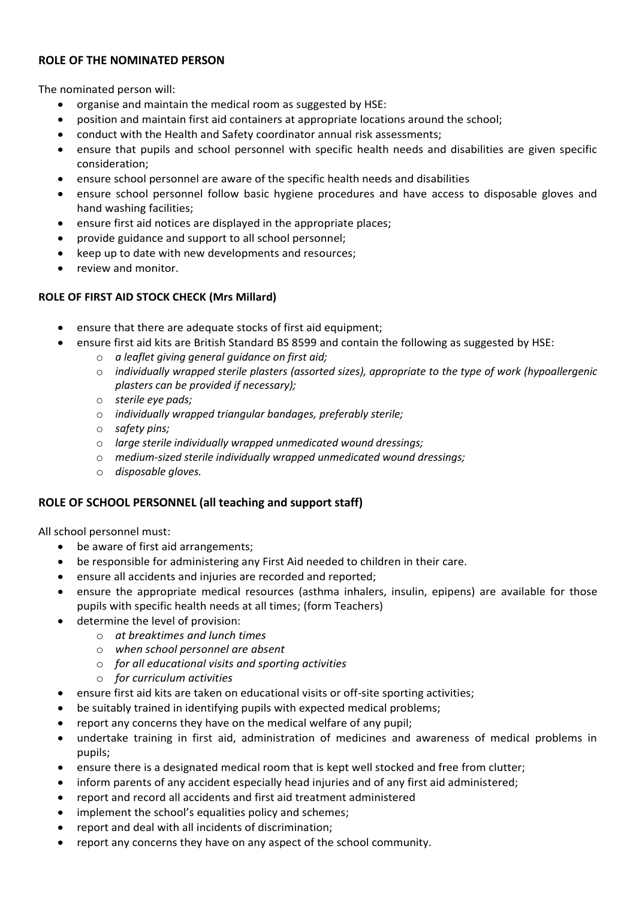**ROLE OF THE NOMINATED PERSON**

The nominated person will:

- organise and maintain the medical room as suggested by HSE:
- position and maintain first aid containers at appropriate locations around the school;
- conduct with the Health and Safety coordinator annual risk assessments;
- ensure that pupils and school personnel with specific health needs and disabilities are given specific consideration;
- ensure school personnel are aware of the specific health needs and disabilities
- ensure school personnel follow basic hygiene procedures and have access to disposable gloves and hand washing facilities;
- ensure first aid notices are displayed in the appropriate places;
- provide guidance and support to all school personnel;
- keep up to date with new developments and resources;
- review and monitor.

**ROLE OF FIRST AID STOCK CHECK (Mrs Millard)**

- ensure that there are adequate stocks of first aid equipment;
- ensure first aid kits are British Standard BS 8599 and contain the following as suggested by HSE:
    - *a leaflet giving general guidance on first aid;*
    - *individually wrapped sterile plasters (assorted sizes), appropriate to the type of work (hypoallergenic plasters can be provided if necessary);*
    - *sterile eye pads;*
    - *individually wrapped triangular bandages, preferably sterile;*
    - *safety pins;*
    - *large sterile individually wrapped unmedicated wound dressings;*
    - *medium-sized sterile individually wrapped unmedicated wound dressings;*
    - *disposable gloves.*

**ROLE OF SCHOOL PERSONNEL (all teaching and support staff)**

All school personnel must:

- be aware of first aid arrangements;
- be responsible for administering any First Aid needed to children in their care.
- ensure all accidents and injuries are recorded and reported;
- ensure the appropriate medical resources (asthma inhalers, insulin, epipens) are available for those pupils with specific health needs at all times; (form Teachers)
- determine the level of provision:
    - *at breaktimes and lunch times*
    - *when school personnel are absent*
    - *for all educational visits and sporting activities*
    - *for curriculum activities*
- ensure first aid kits are taken on educational visits or off-site sporting activities;
- be suitably trained in identifying pupils with expected medical problems;
- report any concerns they have on the medical welfare of any pupil;
- undertake training in first aid, administration of medicines and awareness of medical problems in pupils;
- ensure there is a designated medical room that is kept well stocked and free from clutter;
- inform parents of any accident especially head injuries and of any first aid administered;
- report and record all accidents and first aid treatment administered
- implement the school's equalities policy and schemes;
- report and deal with all incidents of discrimination;
- report any concerns they have on any aspect of the school community.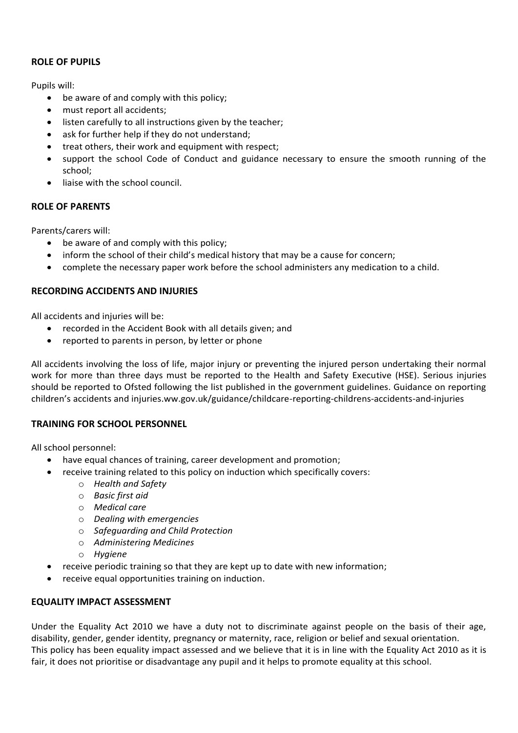## ROLE OF PUPILS

Pupils will:

- be aware of and comply with this policy;
- must report all accidents;
- listen carefully to all instructions given by the teacher;
- ask for further help if they do not understand;
- treat others, their work and equipment with respect;
- support the school Code of Conduct and guidance necessary to ensure the smooth running of the school;
- liaise with the school council.

## ROLE OF PARENTS

Parents/carers will:

- be aware of and comply with this policy;
- inform the school of their child's medical history that may be a cause for concern;
- complete the necessary paper work before the school administers any medication to a child.

## RECORDING ACCIDENTS AND INJURIES

All accidents and injuries will be:

- recorded in the Accident Book with all details given; and
- reported to parents in person, by letter or phone

All accidents involving the loss of life, major injury or preventing the injured person undertaking their normal work for more than three days must be reported to the Health and Safety Executive (HSE). Serious injuries should be reported to Ofsted following the list published in the government guidelines. Guidance on reporting children's accidents and injuries.ww.gov.uk/guidance/childcare-reporting-childrens-accidents-and-injuries

## TRAINING FOR SCHOOL PERSONNEL

All school personnel:

- have equal chances of training, career development and promotion;
- receive training related to this policy on induction which specifically covers:
  - *Health and Safety*
  - *Basic first aid*
  - *Medical care*
  - *Dealing with emergencies*
  - *Safeguarding and Child Protection*
  - *Administering Medicines*
  - *Hygiene*
- receive periodic training so that they are kept up to date with new information;
- receive equal opportunities training on induction.

## EQUALITY IMPACT ASSESSMENT

Under the Equality Act 2010 we have a duty not to discriminate against people on the basis of their age, disability, gender, gender identity, pregnancy or maternity, race, religion or belief and sexual orientation.
This policy has been equality impact assessed and we believe that it is in line with the Equality Act 2010 as it is fair, it does not prioritise or disadvantage any pupil and it helps to promote equality at this school.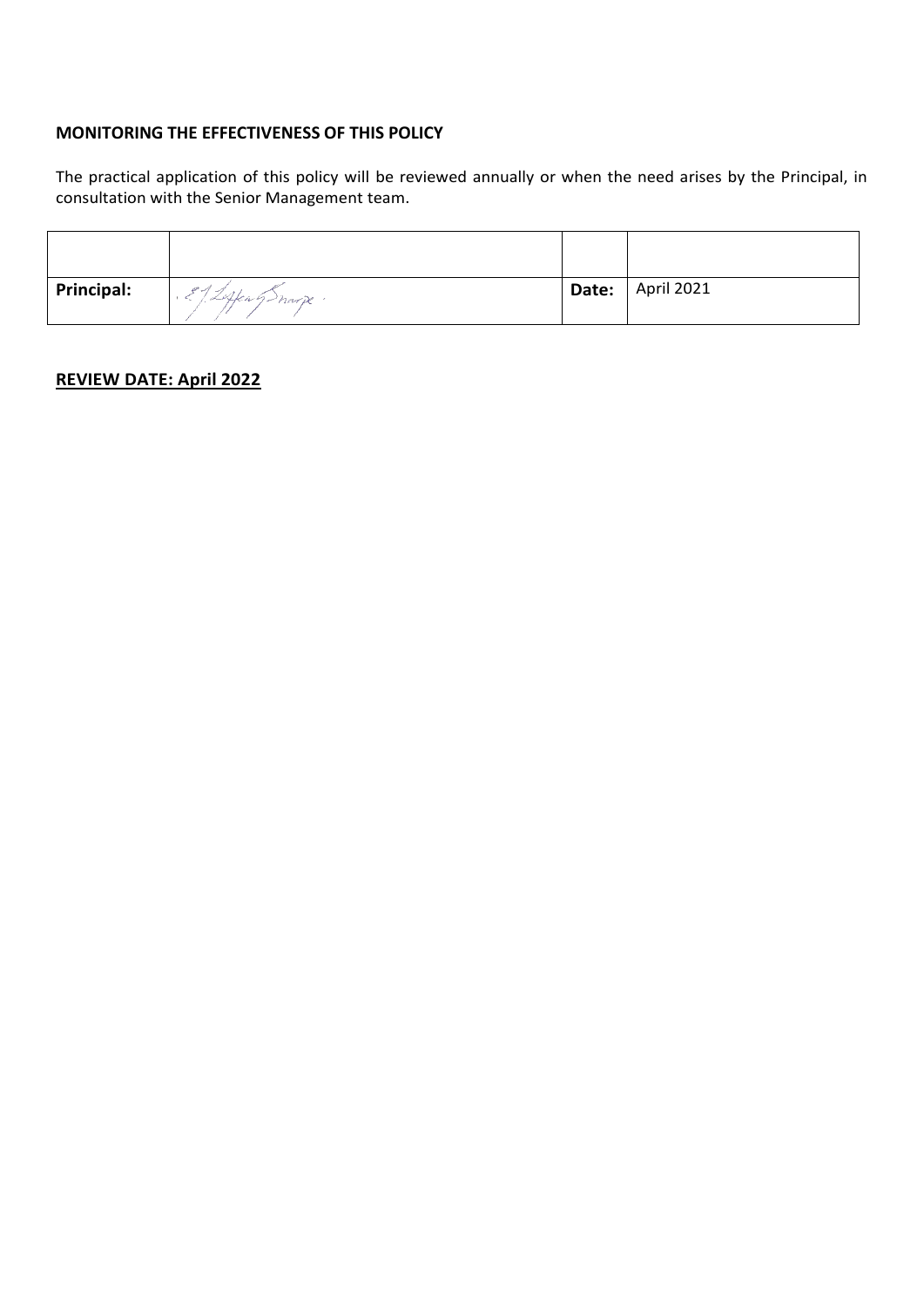**MONITORING THE EFFECTIVENESS OF THIS POLICY**

The practical application of this policy will be reviewed annually or when the need arises by the Principal, in consultation with the Senior Management team.

| | | | |
|---|---|---|---|
| | | | |
| **Principal:** | E.J. Lyttelton Sharpe. | **Date:** | April 2021 |

**REVIEW DATE: April 2022**